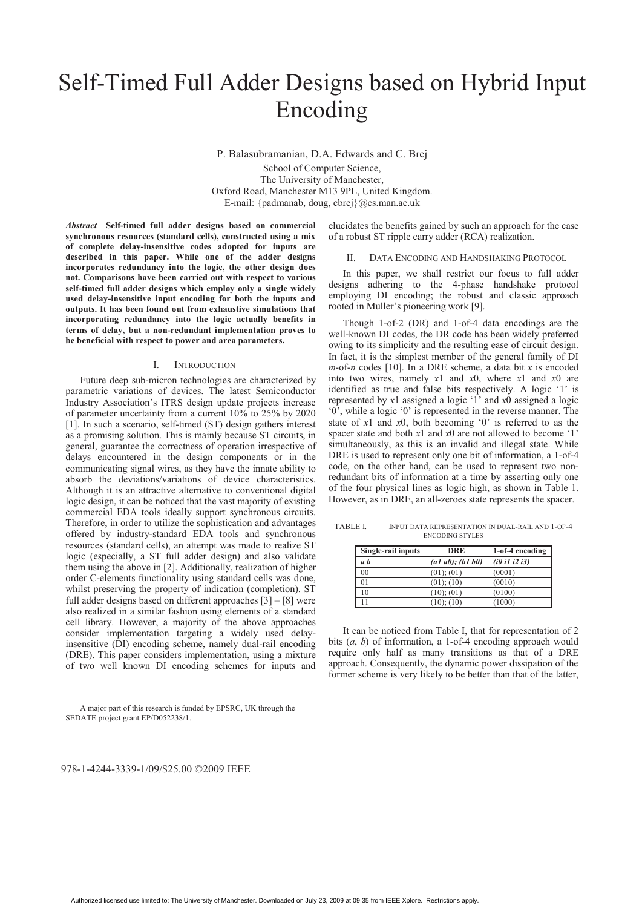# Self-Timed Full Adder Designs based on Hybrid Input Encoding

P. Balasubramanian, D.A. Edwards and C. Brej

School of Computer Science,
The University of Manchester,
Oxford Road, Manchester M13 9PL, United Kingdom.
E-mail: {padmanab, doug, cbrej}@cs.man.ac.uk

***Abstract*—Self-timed full adder designs based on commercial synchronous resources (standard cells), constructed using a mix of complete delay-insensitive codes adopted for inputs are described in this paper. While one of the adder designs incorporates redundancy into the logic, the other design does not. Comparisons have been carried out with respect to various self-timed full adder designs which employ only a single widely used delay-insensitive input encoding for both the inputs and outputs. It has been found out from exhaustive simulations that incorporating redundancy into the logic actually benefits in terms of delay, but a non-redundant implementation proves to be beneficial with respect to power and area parameters.**

## I. Introduction

Future deep sub-micron technologies are characterized by parametric variations of devices. The latest Semiconductor Industry Association's ITRS design update projects increase of parameter uncertainty from a current 10% to 25% by 2020 [1]. In such a scenario, self-timed (ST) design gathers interest as a promising solution. This is mainly because ST circuits, in general, guarantee the correctness of operation irrespective of delays encountered in the design components or in the communicating signal wires, as they have the innate ability to absorb the deviations/variations of device characteristics. Although it is an attractive alternative to conventional digital logic design, it can be noticed that the vast majority of existing commercial EDA tools ideally support synchronous circuits. Therefore, in order to utilize the sophistication and advantages offered by industry-standard EDA tools and synchronous resources (standard cells), an attempt was made to realize ST logic (especially, a ST full adder design) and also validate them using the above in [2]. Additionally, realization of higher order C-elements functionality using standard cells was done, whilst preserving the property of indication (completion). ST full adder designs based on different approaches [3] – [8] were also realized in a similar fashion using elements of a standard cell library. However, a majority of the above approaches consider implementation targeting a widely used delay-insensitive (DI) encoding scheme, namely dual-rail encoding (DRE). This paper considers implementation, using a mixture of two well known DI encoding schemes for inputs and elucidates the benefits gained by such an approach for the case of a robust ST ripple carry adder (RCA) realization.

## II. Data Encoding and Handshaking Protocol

In this paper, we shall restrict our focus to full adder designs adhering to the 4-phase handshake protocol employing DI encoding; the robust and classic approach rooted in Muller's pioneering work [9].

Though 1-of-2 (DR) and 1-of-4 data encodings are the well-known DI codes, the DR code has been widely preferred owing to its simplicity and the resulting ease of circuit design. In fact, it is the simplest member of the general family of DI *m*-of-*n* codes [10]. In a DRE scheme, a data bit $x$ is encoded into two wires, namely $x1$ and $x0$, where $x1$ and $x0$ are identified as true and false bits respectively. A logic '1' is represented by $x1$ assigned a logic '1' and $x0$ assigned a logic '0', while a logic '0' is represented in the reverse manner. The state of $x1$ and $x0$, both becoming '0' is referred to as the spacer state and both $x1$ and $x0$ are not allowed to become '1' simultaneously, as this is an invalid and illegal state. While DRE is used to represent only one bit of information, a 1-of-4 code, on the other hand, can be used to represent two non-redundant bits of information at a time by asserting only one of the four physical lines as logic high, as shown in Table 1. However, as in DRE, an all-zeroes state represents the spacer.

TABLE I. Input Data Representation in Dual-Rail and 1-of-4 Encoding Styles

| Single-rail inputs | DRE | 1-of-4 encoding |
|---|---|---|
| *a b* | *(a1 a0); (b1 b0)* | *(i0 i1 i2 i3)* |
| 00 | (01); (01) | (0001) |
| 01 | (01); (10) | (0010) |
| 10 | (10); (01) | (0100) |
| 11 | (10); (10) | (1000) |

It can be noticed from Table I, that for representation of 2 bits ($a$, $b$) of information, a 1-of-4 encoding approach would require only half as many transitions as that of a DRE approach. Consequently, the dynamic power dissipation of the former scheme is very likely to be better than that of the latter,

A major part of this research is funded by EPSRC, UK through the SEDATE project grant EP/D052238/1.

978-1-4244-3339-1/09/$25.00 ©2009 IEEE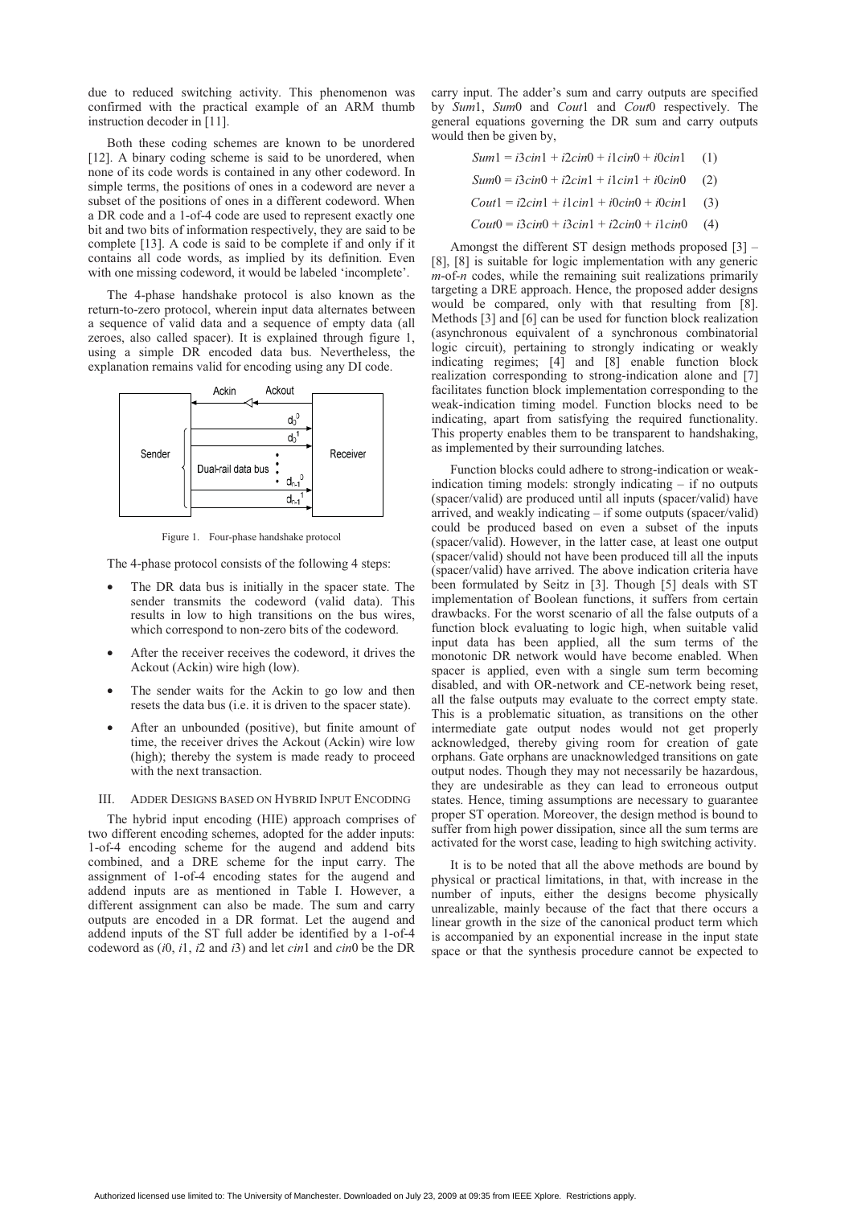due to reduced switching activity. This phenomenon was confirmed with the practical example of an ARM thumb instruction decoder in [11].

Both these coding schemes are known to be unordered [12]. A binary coding scheme is said to be unordered, when none of its code words is contained in any other codeword. In simple terms, the positions of ones in a codeword are never a subset of the positions of ones in a different codeword. When a DR code and a 1-of-4 code are used to represent exactly one bit and two bits of information respectively, they are said to be complete [13]. A code is said to be complete if and only if it contains all code words, as implied by its definition. Even with one missing codeword, it would be labeled 'incomplete'.

The 4-phase handshake protocol is also known as the return-to-zero protocol, wherein input data alternates between a sequence of valid data and a sequence of empty data (all zeroes, also called spacer). It is explained through figure 1, using a simple DR encoded data bus. Nevertheless, the explanation remains valid for encoding using any DI code.

Figure 1. Four-phase handshake protocol

The 4-phase protocol consists of the following 4 steps:

- The DR data bus is initially in the spacer state. The sender transmits the codeword (valid data). This results in low to high transitions on the bus wires, which correspond to non-zero bits of the codeword.
- After the receiver receives the codeword, it drives the Ackout (Ackin) wire high (low).
- The sender waits for the Ackin to go low and then resets the data bus (i.e. it is driven to the spacer state).
- After an unbounded (positive), but finite amount of time, the receiver drives the Ackout (Ackin) wire low (high); thereby the system is made ready to proceed with the next transaction.

## III. Adder Designs based on Hybrid Input Encoding

The hybrid input encoding (HIE) approach comprises of two different encoding schemes, adopted for the adder inputs: 1-of-4 encoding scheme for the augend and addend bits combined, and a DRE scheme for the input carry. The assignment of 1-of-4 encoding states for the augend and addend inputs are as mentioned in Table I. However, a different assignment can also be made. The sum and carry outputs are encoded in a DR format. Let the augend and addend inputs of the ST full adder be identified by a 1-of-4 codeword as (*i*0, *i*1, *i*2 and *i*3) and let *cin*1 and *cin*0 be the DR carry input. The adder's sum and carry outputs are specified by *Sum*1, *Sum*0 and *Cout*1 and *Cout*0 respectively. The general equations governing the DR sum and carry outputs would then be given by,

$$Sum1 = i3cin1 + i2cin0 + i1cin0 + i0cin1 \quad (1)$$

$$Sum0 = i3cin0 + i2cin1 + i1cin1 + i0cin0 \quad (2)$$

$$Cout1 = i2cin1 + i1cin1 + i0cin0 + i0cin1 \quad (3)$$

$$Cout0 = i3cin0 + i3cin1 + i2cin0 + i1cin0 \quad (4)$$

Amongst the different ST design methods proposed [3] – [8], [8] is suitable for logic implementation with any generic *m*-of-*n* codes, while the remaining suit realizations primarily targeting a DRE approach. Hence, the proposed adder designs would be compared, only with that resulting from [8]. Methods [3] and [6] can be used for function block realization (asynchronous equivalent of a synchronous combinatorial logic circuit), pertaining to strongly indicating or weakly indicating regimes; [4] and [8] enable function block realization corresponding to strong-indication alone and [7] facilitates function block implementation corresponding to the weak-indication timing model. Function blocks need to be indicating, apart from satisfying the required functionality. This property enables them to be transparent to handshaking, as implemented by their surrounding latches.

Function blocks could adhere to strong-indication or weak-indication timing models: strongly indicating – if no outputs (spacer/valid) are produced until all inputs (spacer/valid) have arrived, and weakly indicating – if some outputs (spacer/valid) could be produced based on even a subset of the inputs (spacer/valid). However, in the latter case, at least one output (spacer/valid) should not have been produced till all the inputs (spacer/valid) have arrived. The above indication criteria have been formulated by Seitz in [3]. Though [5] deals with ST implementation of Boolean functions, it suffers from certain drawbacks. For the worst scenario of all the false outputs of a function block evaluating to logic high, when suitable valid input data has been applied, all the sum terms of the monotonic DR network would have become enabled. When spacer is applied, even with a single sum term becoming disabled, and with OR-network and CE-network being reset, all the false outputs may evaluate to the correct empty state. This is a problematic situation, as transitions on the other intermediate gate output nodes would not get properly acknowledged, thereby giving room for creation of gate orphans. Gate orphans are unacknowledged transitions on gate output nodes. Though they may not necessarily be hazardous, they are undesirable as they can lead to erroneous output states. Hence, timing assumptions are necessary to guarantee proper ST operation. Moreover, the design method is bound to suffer from high power dissipation, since all the sum terms are activated for the worst case, leading to high switching activity.

It is to be noted that all the above methods are bound by physical or practical limitations, in that, with increase in the number of inputs, either the designs become physically unrealizable, mainly because of the fact that there occurs a linear growth in the size of the canonical product term which is accompanied by an exponential increase in the input state space or that the synthesis procedure cannot be expected to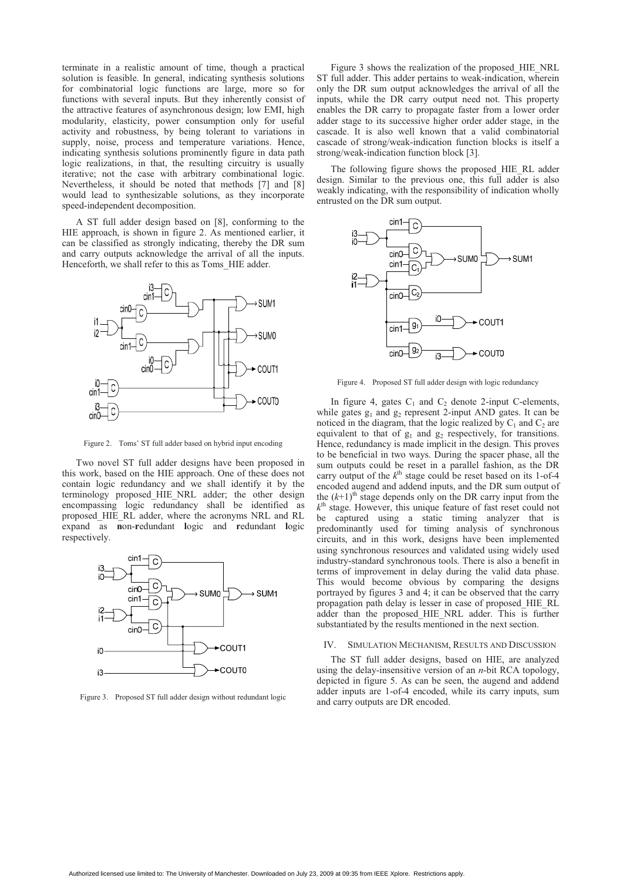terminate in a realistic amount of time, though a practical solution is feasible. In general, indicating synthesis solutions for combinatorial logic functions are large, more so for functions with several inputs. But they inherently consist of the attractive features of asynchronous design; low EMI, high modularity, elasticity, power consumption only for useful activity and robustness, by being tolerant to variations in supply, noise, process and temperature variations. Hence, indicating synthesis solutions prominently figure in data path logic realizations, in that, the resulting circuitry is usually iterative; not the case with arbitrary combinational logic. Nevertheless, it should be noted that methods [7] and [8] would lead to synthesizable solutions, as they incorporate speed-independent decomposition.

A ST full adder design based on [8], conforming to the HIE approach, is shown in figure 2. As mentioned earlier, it can be classified as strongly indicating, thereby the DR sum and carry outputs acknowledge the arrival of all the inputs. Henceforth, we shall refer to this as Toms_HIE adder.

Figure 2. Toms' ST full adder based on hybrid input encoding

Two novel ST full adder designs have been proposed in this work, based on the HIE approach. One of these does not contain logic redundancy and we shall identify it by the terminology proposed_HIE_NRL adder; the other design encompassing logic redundancy shall be identified as proposed_HIE_RL adder, where the acronyms NRL and RL expand as **n**on-**r**edundant **l**ogic and **r**edundant **l**ogic respectively.

Figure 3. Proposed ST full adder design without redundant logic

Figure 3 shows the realization of the proposed_HIE_NRL ST full adder. This adder pertains to weak-indication, wherein only the DR sum output acknowledges the arrival of all the inputs, while the DR carry output need not. This property enables the DR carry to propagate faster from a lower order adder stage to its successive higher order adder stage, in the cascade. It is also well known that a valid combinatorial cascade of strong/weak-indication function blocks is itself a strong/weak-indication function block [3].

The following figure shows the proposed_HIE_RL adder design. Similar to the previous one, this full adder is also weakly indicating, with the responsibility of indication wholly entrusted on the DR sum output.

Figure 4. Proposed ST full adder design with logic redundancy

In figure 4, gates $C_1$ and $C_2$ denote 2-input C-elements, while gates $g_1$ and $g_2$ represent 2-input AND gates. It can be noticed in the diagram, that the logic realized by $C_1$ and $C_2$ are equivalent to that of $g_1$ and $g_2$ respectively, for transitions. Hence, redundancy is made implicit in the design. This proves to be beneficial in two ways. During the spacer phase, all the sum outputs could be reset in a parallel fashion, as the DR carry output of the $k^{th}$ stage could be reset based on its 1-of-4 encoded augend and addend inputs, and the DR sum output of the $(k+1)^{th}$ stage depends only on the DR carry input from the $k^{th}$ stage. However, this unique feature of fast reset could not be captured using a static timing analyzer that is predominantly used for timing analysis of synchronous circuits, and in this work, designs have been implemented using synchronous resources and validated using widely used industry-standard synchronous tools. There is also a benefit in terms of improvement in delay during the valid data phase. This would become obvious by comparing the designs portrayed by figures 3 and 4; it can be observed that the carry propagation path delay is lesser in case of proposed_HIE_RL adder than the proposed_HIE_NRL adder. This is further substantiated by the results mentioned in the next section.

## IV. Simulation Mechanism, Results and Discussion

The ST full adder designs, based on HIE, are analyzed using the delay-insensitive version of an *n*-bit RCA topology, depicted in figure 5. As can be seen, the augend and addend adder inputs are 1-of-4 encoded, while its carry inputs, sum and carry outputs are DR encoded.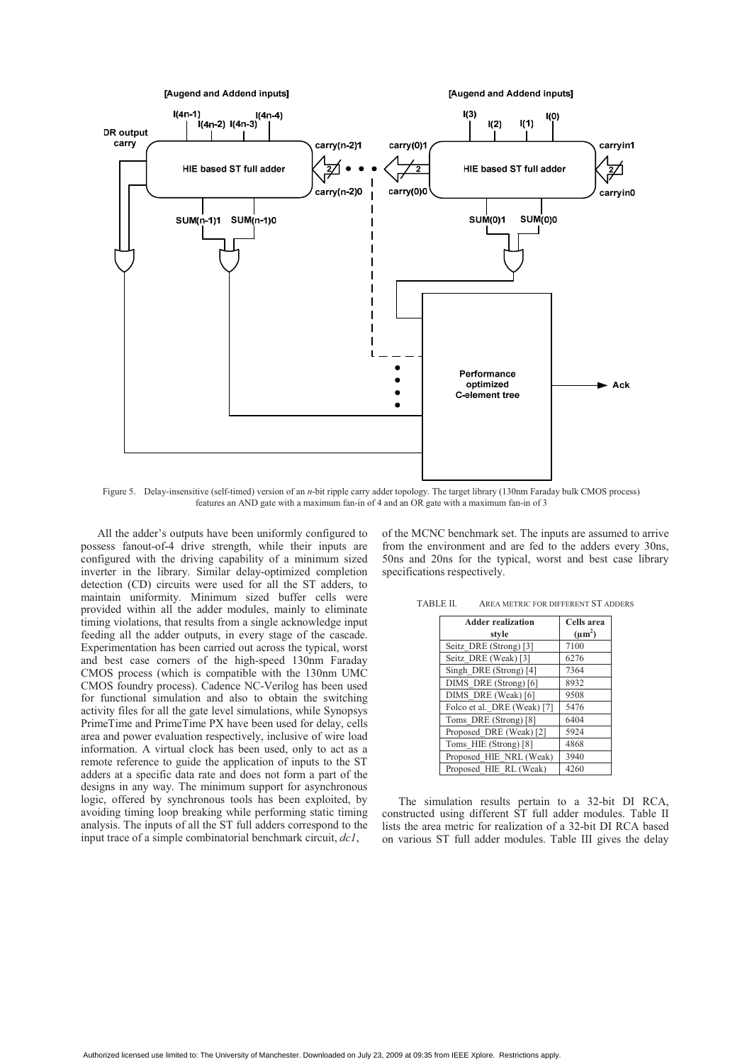Figure 5. Delay-insensitive (self-timed) version of an *n*-bit ripple carry adder topology. The target library (130nm Faraday bulk CMOS process) features an AND gate with a maximum fan-in of 4 and an OR gate with a maximum fan-in of 3

All the adder's outputs have been uniformly configured to possess fanout-of-4 drive strength, while their inputs are configured with the driving capability of a minimum sized inverter in the library. Similar delay-optimized completion detection (CD) circuits were used for all the ST adders, to maintain uniformity. Minimum sized buffer cells were provided within all the adder modules, mainly to eliminate timing violations, that results from a single acknowledge input feeding all the adder outputs, in every stage of the cascade. Experimentation has been carried out across the typical, worst and best case corners of the high-speed 130nm Faraday CMOS process (which is compatible with the 130nm UMC CMOS foundry process). Cadence NC-Verilog has been used for functional simulation and also to obtain the switching activity files for all the gate level simulations, while Synopsys PrimeTime and PrimeTime PX have been used for delay, cells area and power evaluation respectively, inclusive of wire load information. A virtual clock has been used, only to act as a remote reference to guide the application of inputs to the ST adders at a specific data rate and does not form a part of the designs in any way. The minimum support for asynchronous logic, offered by synchronous tools has been exploited, by avoiding timing loop breaking while performing static timing analysis. The inputs of all the ST full adders correspond to the input trace of a simple combinatorial benchmark circuit, *dc1*, of the MCNC benchmark set. The inputs are assumed to arrive from the environment and are fed to the adders every 30ns, 50ns and 20ns for the typical, worst and best case library specifications respectively.

TABLE II. AREA METRIC FOR DIFFERENT ST ADDERS

| Adder realization style | Cells area ($\mu m^2$) |
|---|---|
| Seitz_DRE (Strong) [3] | 7100 |
| Seitz_DRE (Weak) [3] | 6276 |
| Singh_DRE (Strong) [4] | 7364 |
| DIMS_DRE (Strong) [6] | 8932 |
| DIMS_DRE (Weak) [6] | 9508 |
| Folco et al._DRE (Weak) [7] | 5476 |
| Toms_DRE (Strong) [8] | 6404 |
| Proposed_DRE (Weak) [2] | 5924 |
| Toms_HIE (Strong) [8] | 4868 |
| Proposed_HIE_NRL (Weak) | 3940 |
| Proposed_HIE_RL (Weak) | 4260 |

The simulation results pertain to a 32-bit DI RCA, constructed using different ST full adder modules. Table II lists the area metric for realization of a 32-bit DI RCA based on various ST full adder modules. Table III gives the delay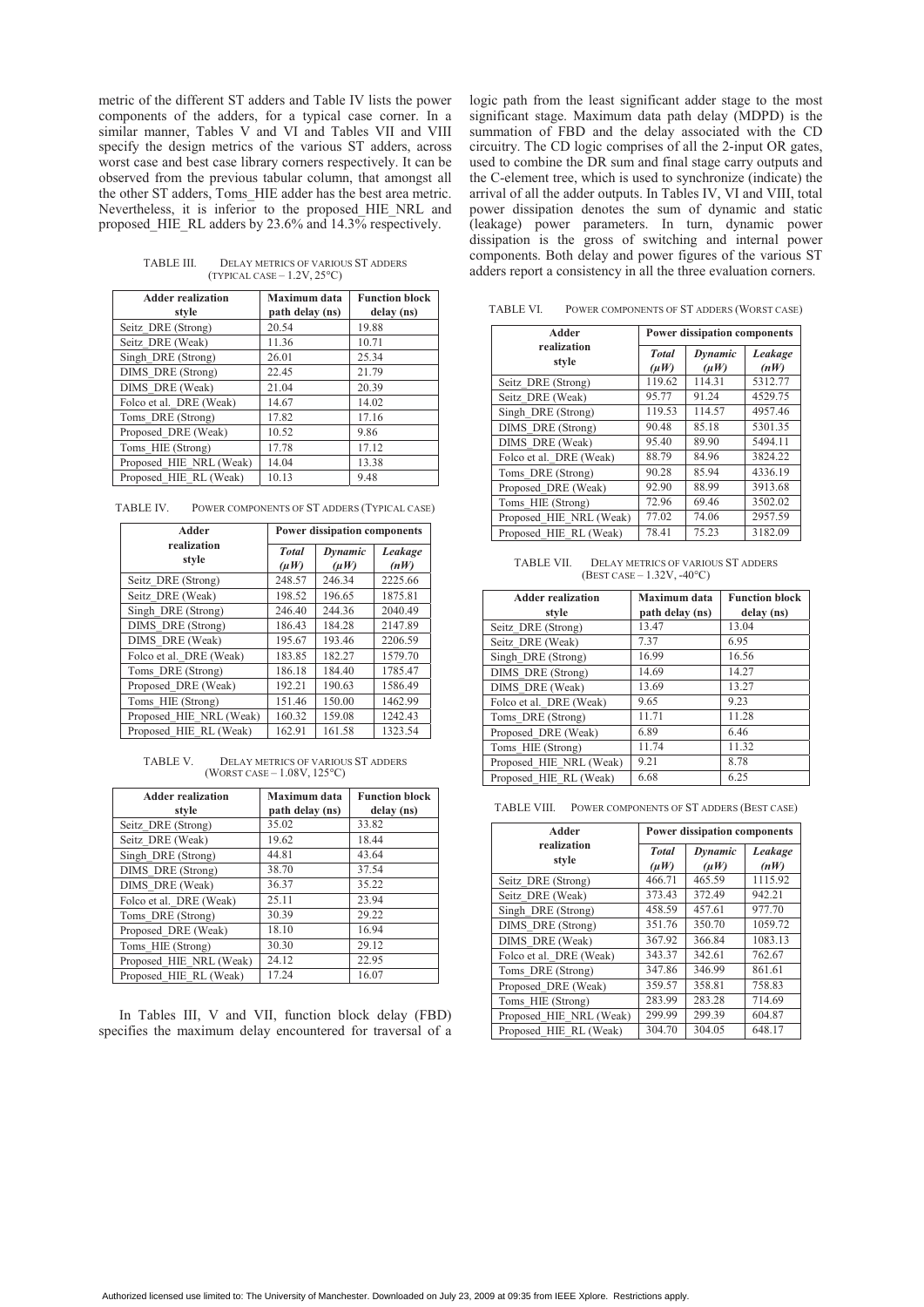metric of the different ST adders and Table IV lists the power components of the adders, for a typical case corner. In a similar manner, Tables V and VI and Tables VII and VIII specify the design metrics of the various ST adders, across worst case and best case library corners respectively. It can be observed from the previous tabular column, that amongst all the other ST adders, Toms_HIE adder has the best area metric. Nevertheless, it is inferior to the proposed_HIE_NRL and proposed_HIE_RL adders by 23.6% and 14.3% respectively.

TABLE III. DELAY METRICS OF VARIOUS ST ADDERS (TYPICAL CASE – 1.2V, 25°C)

| Adder realization style | Maximum data path delay (ns) | Function block delay (ns) |
|---|---|---|
| Seitz_DRE (Strong) | 20.54 | 19.88 |
| Seitz_DRE (Weak) | 11.36 | 10.71 |
| Singh_DRE (Strong) | 26.01 | 25.34 |
| DIMS_DRE (Strong) | 22.45 | 21.79 |
| DIMS_DRE (Weak) | 21.04 | 20.39 |
| Folco et al._DRE (Weak) | 14.67 | 14.02 |
| Toms_DRE (Strong) | 17.82 | 17.16 |
| Proposed_DRE (Weak) | 10.52 | 9.86 |
| Toms_HIE (Strong) | 17.78 | 17.12 |
| Proposed_HIE_NRL (Weak) | 14.04 | 13.38 |
| Proposed_HIE_RL (Weak) | 10.13 | 9.48 |

TABLE IV. POWER COMPONENTS OF ST ADDERS (TYPICAL CASE)

| Adder realization style | Power dissipation components | | |
|---|---|---|---|
| | ***Total (μW)*** | ***Dynamic (μW)*** | ***Leakage (nW)*** |
| Seitz_DRE (Strong) | 248.57 | 246.34 | 2225.66 |
| Seitz_DRE (Weak) | 198.52 | 196.65 | 1875.81 |
| Singh_DRE (Strong) | 246.40 | 244.36 | 2040.49 |
| DIMS_DRE (Strong) | 186.43 | 184.28 | 2147.89 |
| DIMS_DRE (Weak) | 195.67 | 193.46 | 2206.59 |
| Folco et al._DRE (Weak) | 183.85 | 182.27 | 1579.70 |
| Toms_DRE (Strong) | 186.18 | 184.40 | 1785.47 |
| Proposed_DRE (Weak) | 192.21 | 190.63 | 1586.49 |
| Toms_HIE (Strong) | 151.46 | 150.00 | 1462.99 |
| Proposed_HIE_NRL (Weak) | 160.32 | 159.08 | 1242.43 |
| Proposed_HIE_RL (Weak) | 162.91 | 161.58 | 1323.54 |

TABLE V. DELAY METRICS OF VARIOUS ST ADDERS (WORST CASE – 1.08V, 125°C)

| Adder realization style | Maximum data path delay (ns) | Function block delay (ns) |
|---|---|---|
| Seitz_DRE (Strong) | 35.02 | 33.82 |
| Seitz_DRE (Weak) | 19.62 | 18.44 |
| Singh_DRE (Strong) | 44.81 | 43.64 |
| DIMS_DRE (Strong) | 38.70 | 37.54 |
| DIMS_DRE (Weak) | 36.37 | 35.22 |
| Folco et al._DRE (Weak) | 25.11 | 23.94 |
| Toms_DRE (Strong) | 30.39 | 29.22 |
| Proposed_DRE (Weak) | 18.10 | 16.94 |
| Toms_HIE (Strong) | 30.30 | 29.12 |
| Proposed_HIE_NRL (Weak) | 24.12 | 22.95 |
| Proposed_HIE_RL (Weak) | 17.24 | 16.07 |

In Tables III, V and VII, function block delay (FBD) specifies the maximum delay encountered for traversal of a logic path from the least significant adder stage to the most significant stage. Maximum data path delay (MDPD) is the summation of FBD and the delay associated with the CD circuitry. The CD logic comprises of all the 2-input OR gates, used to combine the DR sum and final stage carry outputs and the C-element tree, which is used to synchronize (indicate) the arrival of all the adder outputs. In Tables IV, VI and VIII, total power dissipation denotes the sum of dynamic and static (leakage) power parameters. In turn, dynamic power dissipation is the gross of switching and internal power components. Both delay and power figures of the various ST adders report a consistency in all the three evaluation corners.

TABLE VI. POWER COMPONENTS OF ST ADDERS (WORST CASE)

| Adder realization style | Power dissipation components | | |
|---|---|---|---|
| | ***Total (μW)*** | ***Dynamic (μW)*** | ***Leakage (nW)*** |
| Seitz_DRE (Strong) | 119.62 | 114.31 | 5312.77 |
| Seitz_DRE (Weak) | 95.77 | 91.24 | 4529.75 |
| Singh_DRE (Strong) | 119.53 | 114.57 | 4957.46 |
| DIMS_DRE (Strong) | 90.48 | 85.18 | 5301.35 |
| DIMS_DRE (Weak) | 95.40 | 89.90 | 5494.11 |
| Folco et al._DRE (Weak) | 88.79 | 84.96 | 3824.22 |
| Toms_DRE (Strong) | 90.28 | 85.94 | 4336.19 |
| Proposed_DRE (Weak) | 92.90 | 88.99 | 3913.68 |
| Toms_HIE (Strong) | 72.96 | 69.46 | 3502.02 |
| Proposed_HIE_NRL (Weak) | 77.02 | 74.06 | 2957.59 |
| Proposed_HIE_RL (Weak) | 78.41 | 75.23 | 3182.09 |

TABLE VII. DELAY METRICS OF VARIOUS ST ADDERS (BEST CASE – 1.32V, -40°C)

| Adder realization style | Maximum data path delay (ns) | Function block delay (ns) |
|---|---|---|
| Seitz_DRE (Strong) | 13.47 | 13.04 |
| Seitz_DRE (Weak) | 7.37 | 6.95 |
| Singh_DRE (Strong) | 16.99 | 16.56 |
| DIMS_DRE (Strong) | 14.69 | 14.27 |
| DIMS_DRE (Weak) | 13.69 | 13.27 |
| Folco et al._DRE (Weak) | 9.65 | 9.23 |
| Toms_DRE (Strong) | 11.71 | 11.28 |
| Proposed_DRE (Weak) | 6.89 | 6.46 |
| Toms_HIE (Strong) | 11.74 | 11.32 |
| Proposed_HIE_NRL (Weak) | 9.21 | 8.78 |
| Proposed_HIE_RL (Weak) | 6.68 | 6.25 |

TABLE VIII. POWER COMPONENTS OF ST ADDERS (BEST CASE)

| Adder realization style | Power dissipation components | | |
|---|---|---|---|
| | ***Total (μW)*** | ***Dynamic (μW)*** | ***Leakage (nW)*** |
| Seitz_DRE (Strong) | 466.71 | 465.59 | 1115.92 |
| Seitz_DRE (Weak) | 373.43 | 372.49 | 942.21 |
| Singh_DRE (Strong) | 458.59 | 457.61 | 977.70 |
| DIMS_DRE (Strong) | 351.76 | 350.70 | 1059.72 |
| DIMS_DRE (Weak) | 367.92 | 366.84 | 1083.13 |
| Folco et al._DRE (Weak) | 343.37 | 342.61 | 762.67 |
| Toms_DRE (Strong) | 347.86 | 346.99 | 861.61 |
| Proposed_DRE (Weak) | 359.57 | 358.81 | 758.83 |
| Toms_HIE (Strong) | 283.99 | 283.28 | 714.69 |
| Proposed_HIE_NRL (Weak) | 299.99 | 299.39 | 604.87 |
| Proposed_HIE_RL (Weak) | 304.70 | 304.05 | 648.17 |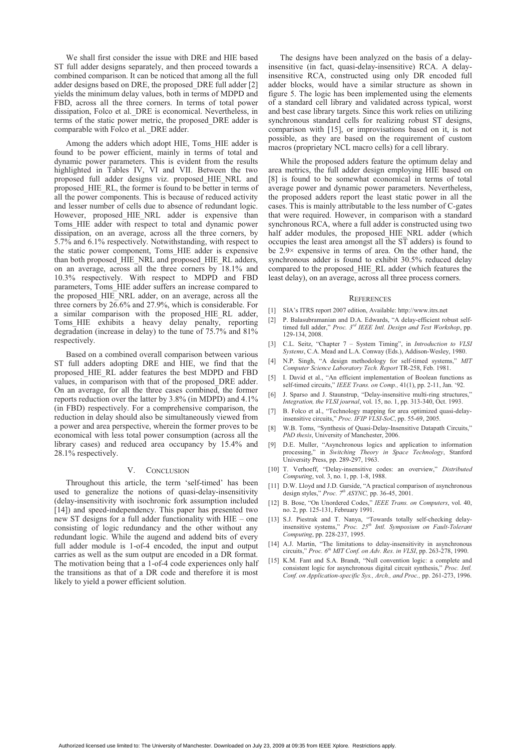We shall first consider the issue with DRE and HIE based ST full adder designs separately, and then proceed towards a combined comparison. It can be noticed that among all the full adder designs based on DRE, the proposed_DRE full adder [2] yields the minimum delay values, both in terms of MDPD and FBD, across all the three corners. In terms of total power dissipation, Folco et al._DRE is economical. Nevertheless, in terms of the static power metric, the proposed_DRE adder is comparable with Folco et al._DRE adder.

Among the adders which adopt HIE, Toms_HIE adder is found to be power efficient, mainly in terms of total and dynamic power parameters. This is evident from the results highlighted in Tables IV, VI and VII. Between the two proposed full adder designs viz. proposed_HIE_NRL and proposed_HIE_RL, the former is found to be better in terms of all the power components. This is because of reduced activity and lesser number of cells due to absence of redundant logic. However, proposed_HIE_NRL adder is expensive than Toms_HIE adder with respect to total and dynamic power dissipation, on an average, across all the three corners, by 5.7% and 6.1% respectively. Notwithstanding, with respect to the static power component, Toms_HIE adder is expensive than both proposed_HIE_NRL and proposed_HIE_RL adders, on an average, across all the three corners by 18.1% and 10.3% respectively. With respect to MDPD and FBD parameters, Toms_HIE adder suffers an increase compared to the proposed_HIE_NRL adder, on an average, across all the three corners by 26.6% and 27.9%, which is considerable. For a similar comparison with the proposed_HIE_RL adder, Toms_HIE exhibits a heavy delay penalty, reporting degradation (increase in delay) to the tune of 75.7% and 81% respectively.

Based on a combined overall comparison between various ST full adders adopting DRE and HIE, we find that the proposed_HIE_RL adder features the best MDPD and FBD values, in comparison with that of the proposed_DRE adder. On an average, for all the three cases combined, the former reports reduction over the latter by 3.8% (in MDPD) and 4.1% (in FBD) respectively. For a comprehensive comparison, the reduction in delay should also be simultaneously viewed from a power and area perspective, wherein the former proves to be economical with less total power consumption (across all the library cases) and reduced area occupancy by 15.4% and 28.1% respectively.

## V. Conclusion

Throughout this article, the term 'self-timed' has been used to generalize the notions of quasi-delay-insensitivity (delay-insensitivity with isochronic fork assumption included [14]) and speed-independency. This paper has presented two new ST designs for a full adder functionality with HIE – one consisting of logic redundancy and the other without any redundant logic. While the augend and addend bits of every full adder module is 1-of-4 encoded, the input and output carries as well as the sum output are encoded in a DR format. The motivation being that a 1-of-4 code experiences only half the transitions as that of a DR code and therefore it is most likely to yield a power efficient solution.

The designs have been analyzed on the basis of a delay-insensitive (in fact, quasi-delay-insensitive) RCA. A delay-insensitive RCA, constructed using only DR encoded full adder blocks, would have a similar structure as shown in figure 5. The logic has been implemented using the elements of a standard cell library and validated across typical, worst and best case library targets. Since this work relies on utilizing synchronous standard cells for realizing robust ST designs, comparison with [15], or improvisations based on it, is not possible, as they are based on the requirement of custom macros (proprietary NCL macro cells) for a cell library.

While the proposed adders feature the optimum delay and area metrics, the full adder design employing HIE based on [8] is found to be somewhat economical in terms of total average power and dynamic power parameters. Nevertheless, the proposed adders report the least static power in all the cases. This is mainly attributable to the less number of C-gates that were required. However, in comparison with a standard synchronous RCA, where a full adder is constructed using two half adder modules, the proposed_HIE_NRL adder (which occupies the least area amongst all the ST adders) is found to be 2.9× expensive in terms of area. On the other hand, the synchronous adder is found to exhibit 30.5% reduced delay compared to the proposed_HIE_RL adder (which features the least delay), on an average, across all three process corners.

## References

[1] SIA's ITRS report 2007 edition, Available: http://www.itrs.net

[2] P. Balasubramanian and D.A. Edwards, "A delay-efficient robust self-timed full adder," *Proc. 3rd IEEE Intl. Design and Test Workshop*, pp. 129-134, 2008.

[3] C.L. Seitz, "Chapter 7 – System Timing", in *Introduction to VLSI Systems*, C.A. Mead and L.A. Conway (Eds.), Addison-Wesley, 1980.

[4] N.P. Singh, "A design methodology for self-timed systems," *MIT Computer Science Laboratory Tech. Report* TR-258, Feb. 1981.

[5] I. David et al., "An efficient implementation of Boolean functions as self-timed circuits," *IEEE Trans. on Comp.,* 41(1), pp. 2-11, Jan. '92.

[6] J. Sparso and J. Staunstrup, "Delay-insensitive multi-ring structures," *Integration, the VLSI journal*, vol. 15, no. 1, pp. 313-340, Oct. 1993.

[7] B. Folco et al., "Technology mapping for area optimized quasi-delay-insensitive circuits," *Proc. IFIP VLSI-SoC*, pp. 55-69, 2005.

[8] W.B. Toms, "Synthesis of Quasi-Delay-Insensitive Datapath Circuits," *PhD thesis*, University of Manchester, 2006.

[9] D.E. Muller, "Asynchronous logics and application to information processing," in *Switching Theory in Space Technology*, Stanford University Press, pp. 289-297, 1963.

[10] T. Verhoeff, "Delay-insensitive codes: an overview," *Distributed Computing*, vol. 3, no. 1, pp. 1-8, 1988.

[11] D.W. Lloyd and J.D. Garside, "A practical comparison of asynchronous design styles," *Proc. 7th ASYNC,* pp. 36-45, 2001.

[12] B. Bose, "On Unordered Codes," *IEEE Trans. on Computers*, vol. 40, no. 2, pp. 125-131, February 1991.

[13] S.J. Piestrak and T. Nanya, "Towards totally self-checking delay-insensitive systems," *Proc. 25th Intl. Symposium on Fault-Tolerant Computing*, pp. 228-237, 1995.

[14] A.J. Martin, "The limitations to delay-insensitivity in asynchronous circuits," *Proc. 6th MIT Conf. on Adv. Res. in VLSI*, pp. 263-278, 1990.

[15] K.M. Fant and S.A. Brandt, "Null convention logic: a complete and consistent logic for asynchronous digital circuit synthesis," *Proc. Intl. Conf. on Application-specific Sys., Arch., and Proc.,* pp. 261-273, 1996.